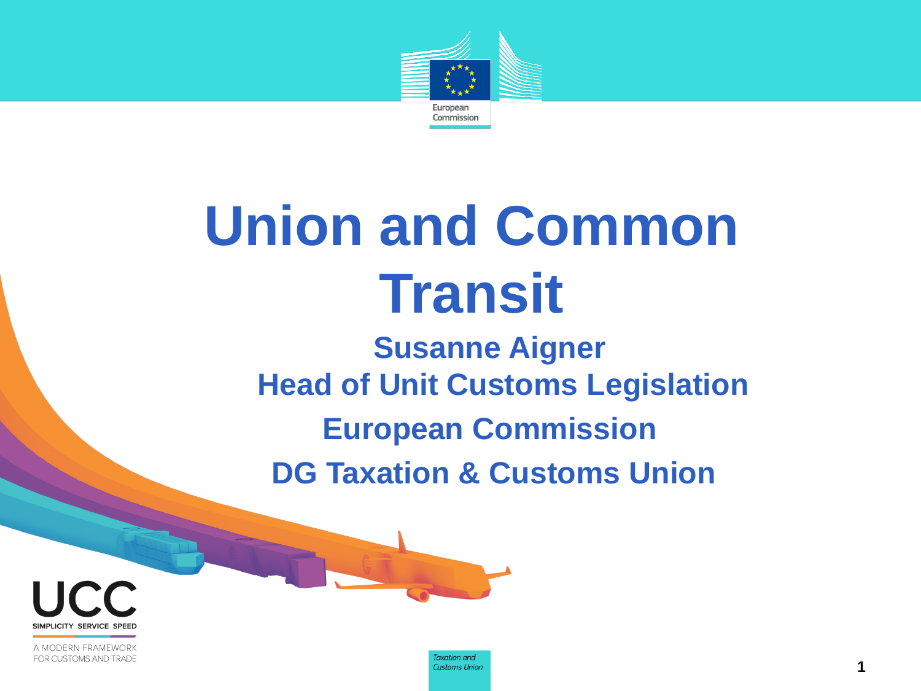# Union and Common Transit

**Susanne Aigner**

**Head of Unit Customs Legislation**

**European Commission**

**DG Taxation & Customs Union**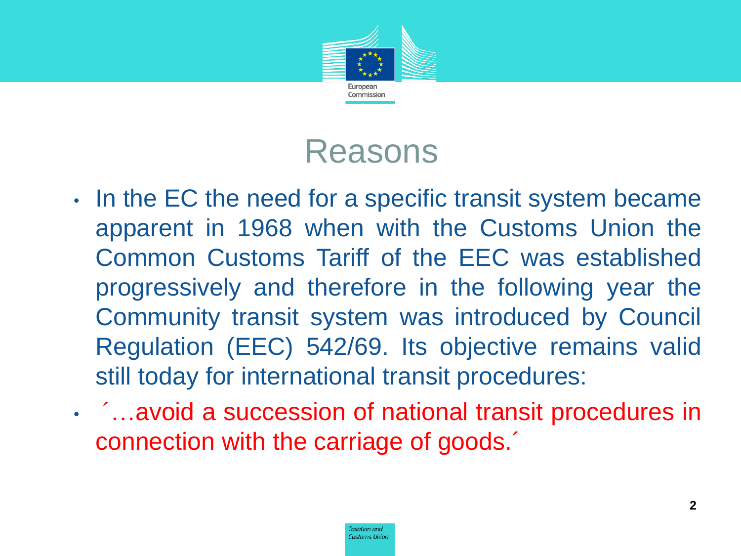# Reasons

- In the EC the need for a specific transit system became apparent in 1968 when with the Customs Union the Common Customs Tariff of the EEC was established progressively and therefore in the following year the Community transit system was introduced by Council Regulation (EEC) 542/69. Its objective remains valid still today for international transit procedures:
- ´…avoid a succession of national transit procedures in connection with the carriage of goods.´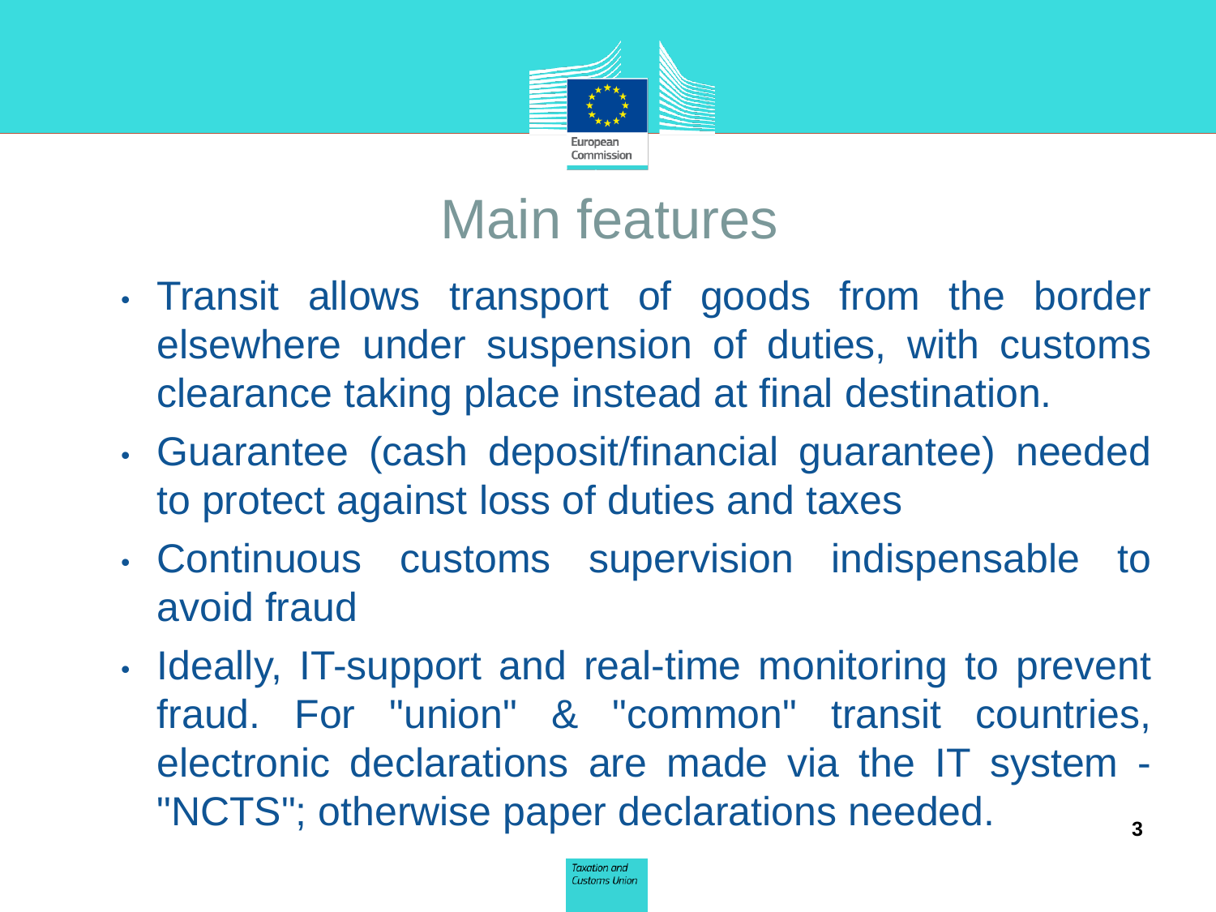# Main features

- Transit allows transport of goods from the border elsewhere under suspension of duties, with customs clearance taking place instead at final destination.
- Guarantee (cash deposit/financial guarantee) needed to protect against loss of duties and taxes
- Continuous customs supervision indispensable to avoid fraud
- Ideally, IT-support and real-time monitoring to prevent fraud. For "union" & "common" transit countries, electronic declarations are made via the IT system - "NCTS"; otherwise paper declarations needed.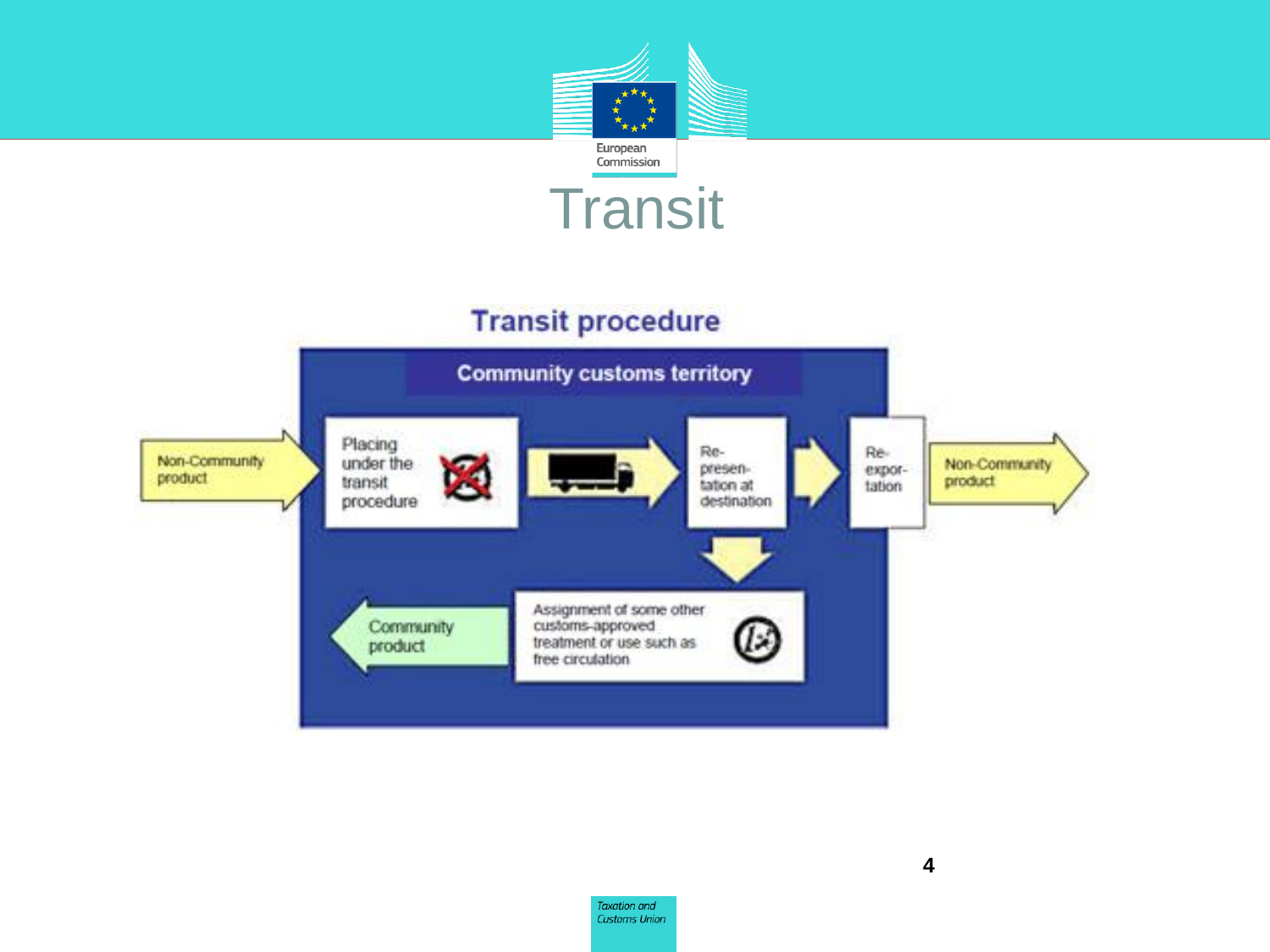# Transit

## Transit procedure

**Community customs territory**

- Non-Community product → Placing under the transit procedure → Re-presentation at destination → Re-exportation → Non-Community product
- Re-presentation at destination → Assignment of some other customs-approved treatment or use such as free circulation → Community product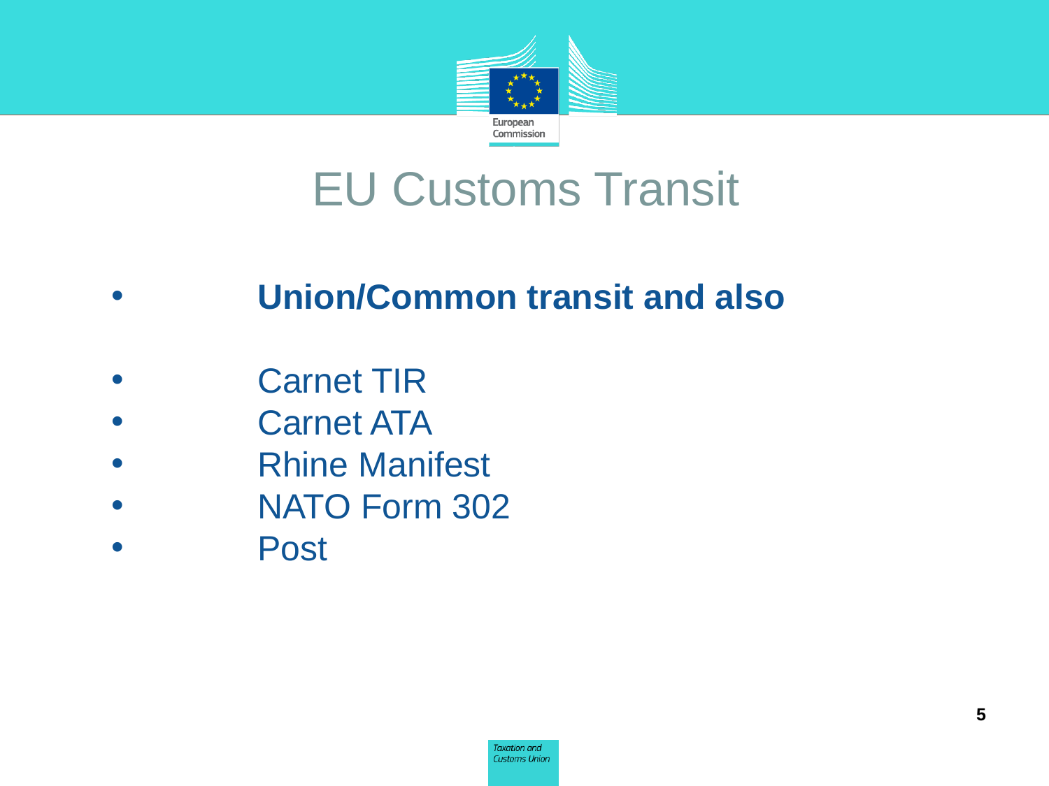# EU Customs Transit

- **Union/Common transit and also**

- Carnet TIR
- Carnet ATA
- Rhine Manifest
- NATO Form 302
- Post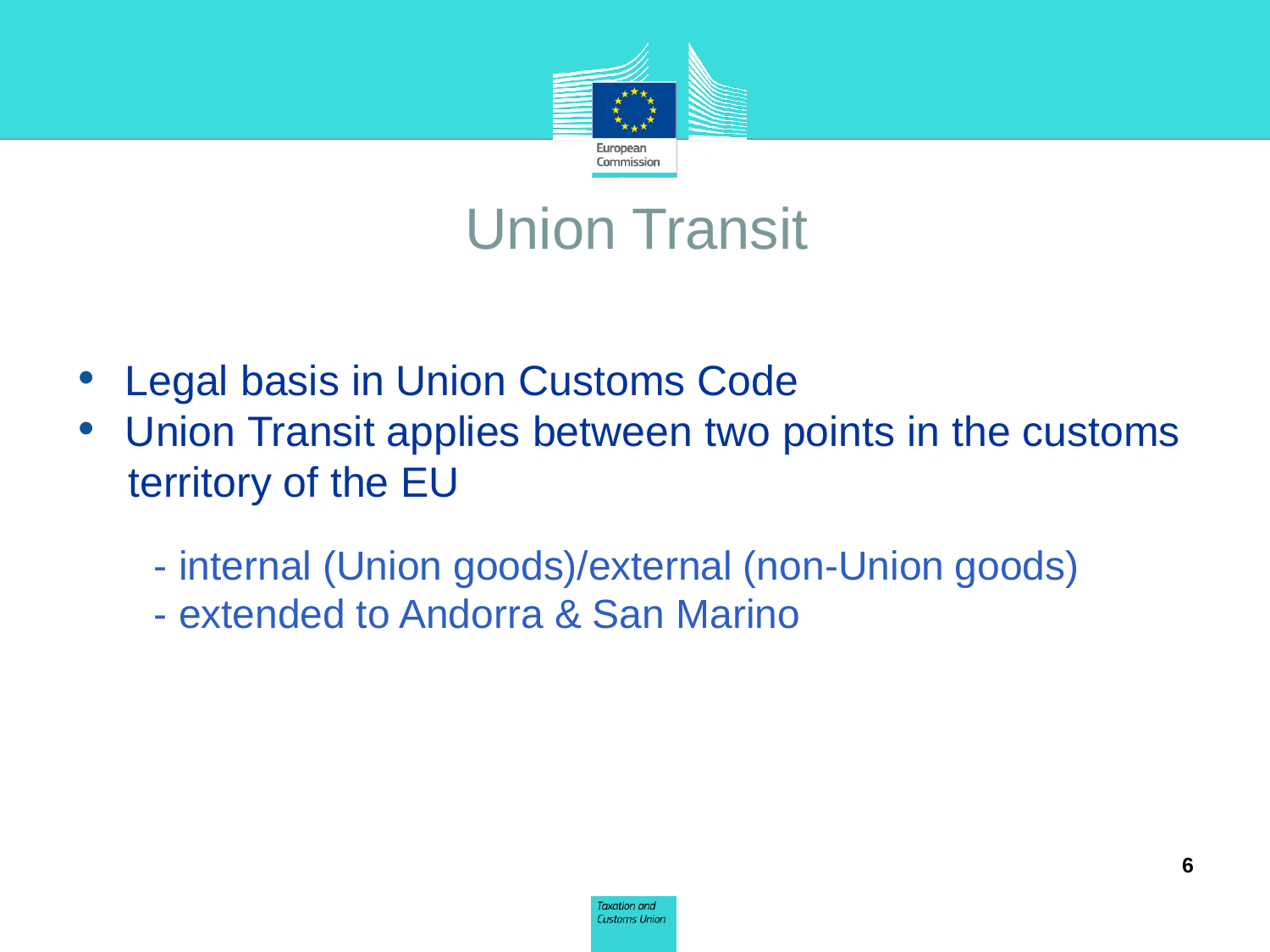# Union Transit

- Legal basis in Union Customs Code
- Union Transit applies between two points in the customs territory of the EU

  - internal (Union goods)/external (non-Union goods)
  - extended to Andorra & San Marino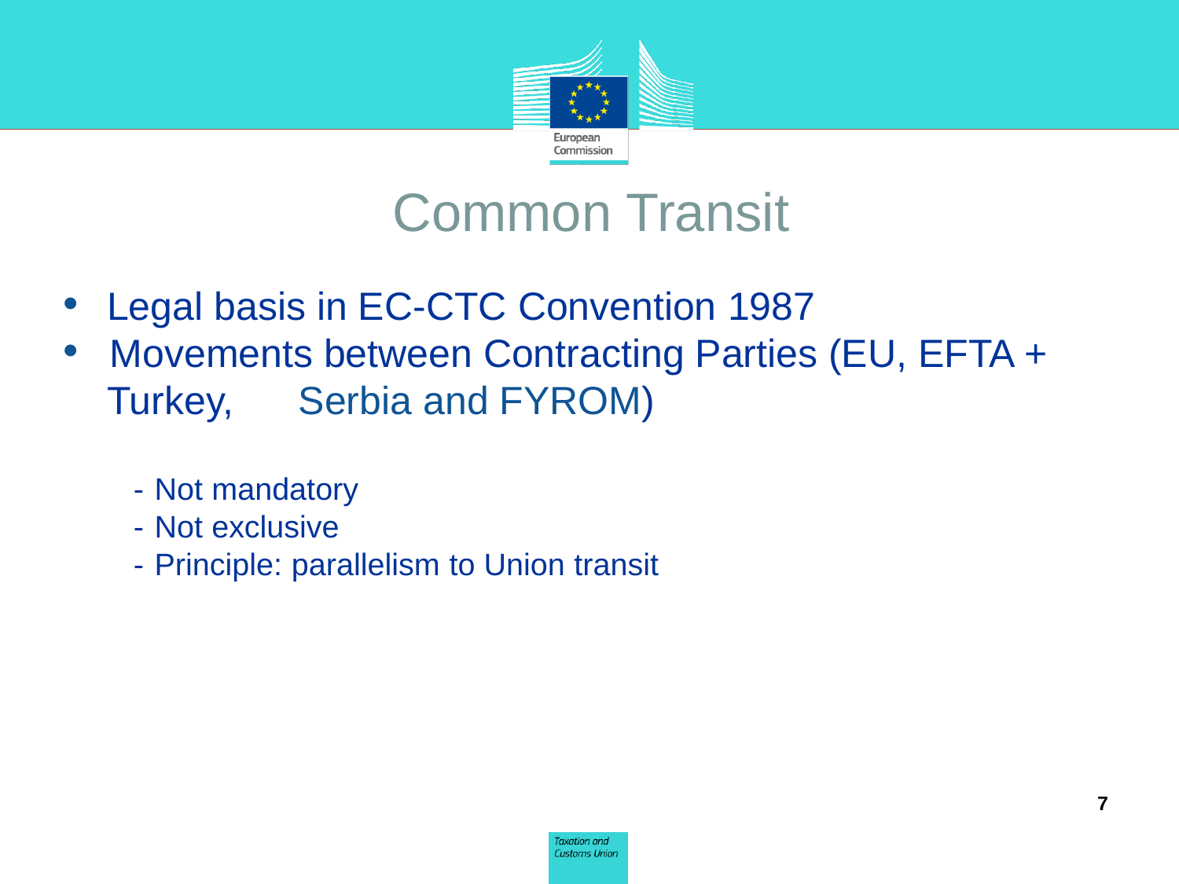# Common Transit

- Legal basis in EC-CTC Convention 1987
- Movements between Contracting Parties (EU, EFTA + Turkey, Serbia and FYROM)

  - Not mandatory
  - Not exclusive
  - Principle: parallelism to Union transit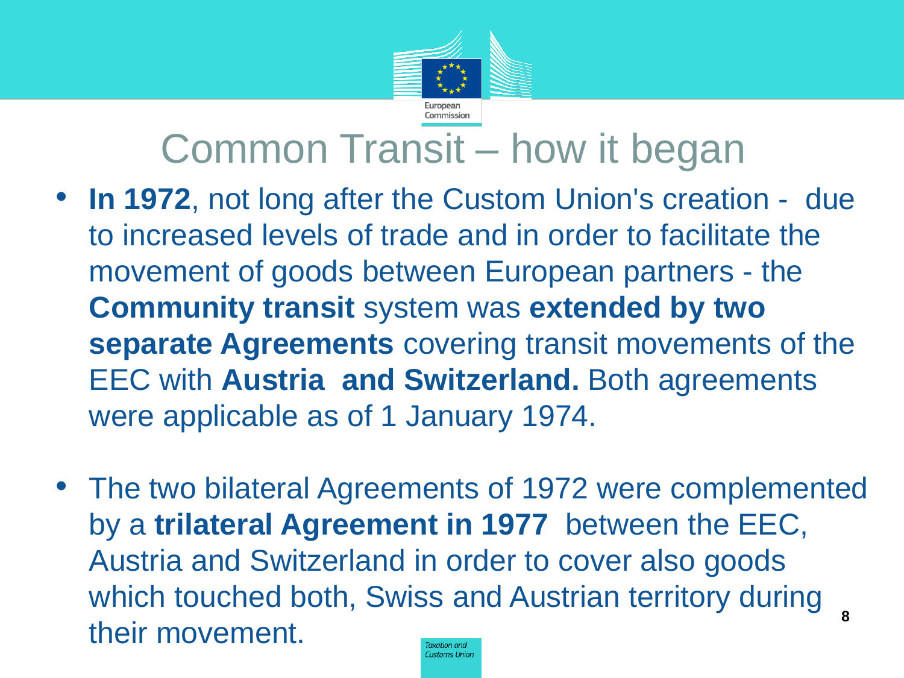# Common Transit – how it began

- **In 1972**, not long after the Custom Union's creation - due to increased levels of trade and in order to facilitate the movement of goods between European partners - the **Community transit** system was **extended by two separate Agreements** covering transit movements of the EEC with **Austria and Switzerland.** Both agreements were applicable as of 1 January 1974.

- The two bilateral Agreements of 1972 were complemented by a **trilateral Agreement in 1977** between the EEC, Austria and Switzerland in order to cover also goods which touched both, Swiss and Austrian territory during their movement.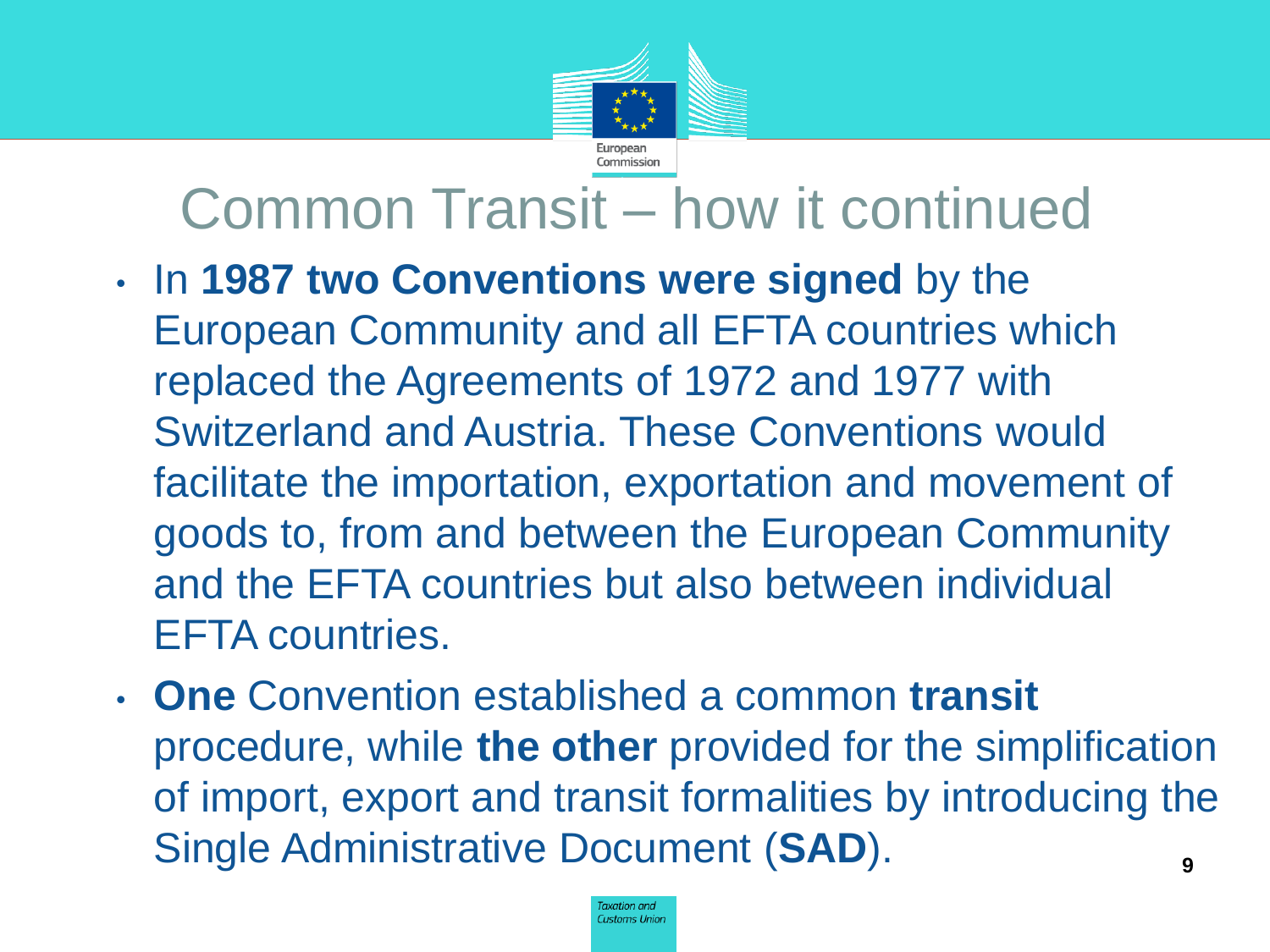# Common Transit – how it continued

- In **1987 two Conventions were signed** by the European Community and all EFTA countries which replaced the Agreements of 1972 and 1977 with Switzerland and Austria. These Conventions would facilitate the importation, exportation and movement of goods to, from and between the European Community and the EFTA countries but also between individual EFTA countries.
- **One** Convention established a common **transit** procedure, while **the other** provided for the simplification of import, export and transit formalities by introducing the Single Administrative Document (**SAD**).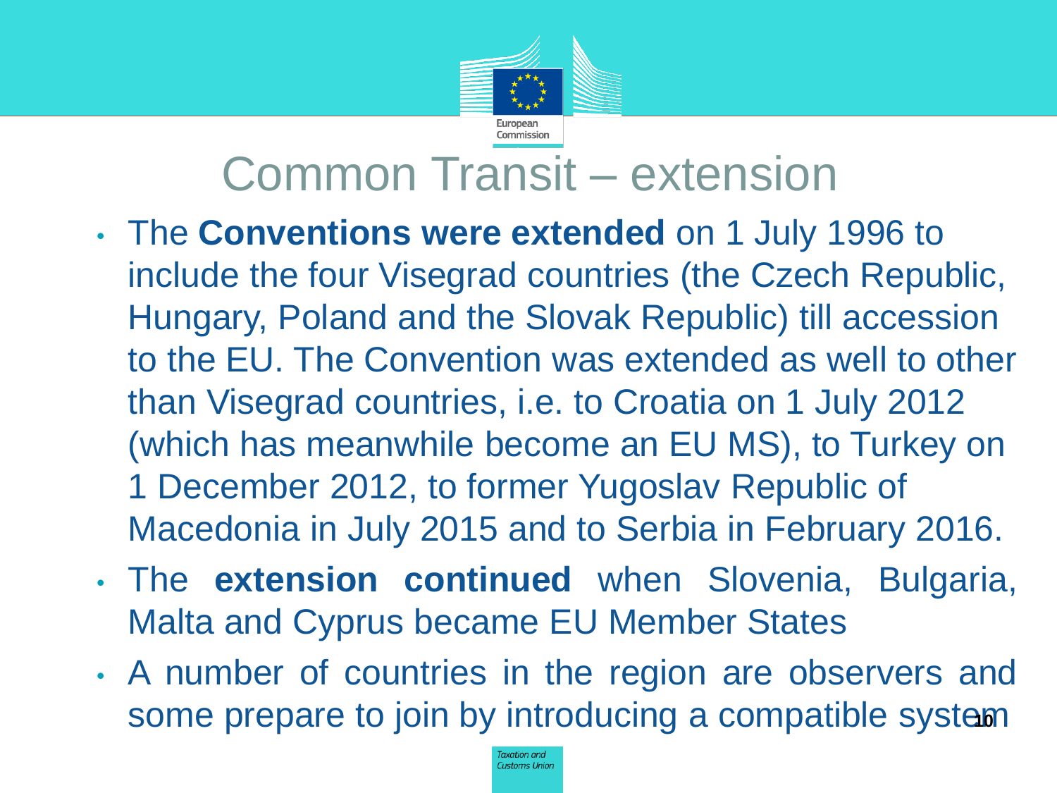# Common Transit – extension

- The **Conventions were extended** on 1 July 1996 to include the four Visegrad countries (the Czech Republic, Hungary, Poland and the Slovak Republic) till accession to the EU. The Convention was extended as well to other than Visegrad countries, i.e. to Croatia on 1 July 2012 (which has meanwhile become an EU MS), to Turkey on 1 December 2012, to former Yugoslav Republic of Macedonia in July 2015 and to Serbia in February 2016.
- The **extension continued** when Slovenia, Bulgaria, Malta and Cyprus became EU Member States
- A number of countries in the region are observers and some prepare to join by introducing a compatible system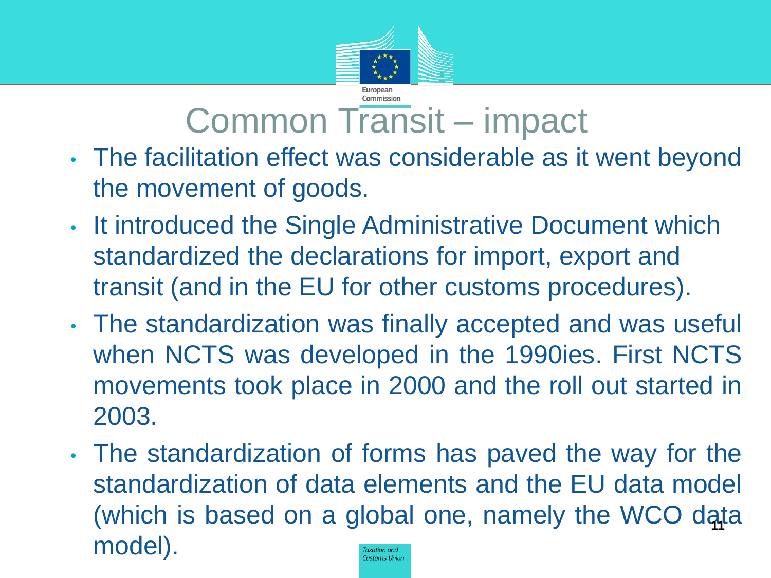# Common Transit – impact

- The facilitation effect was considerable as it went beyond the movement of goods.
- It introduced the Single Administrative Document which standardized the declarations for import, export and transit (and in the EU for other customs procedures).
- The standardization was finally accepted and was useful when NCTS was developed in the 1990ies. First NCTS movements took place in 2000 and the roll out started in 2003.
- The standardization of forms has paved the way for the standardization of data elements and the EU data model (which is based on a global one, namely the WCO data model).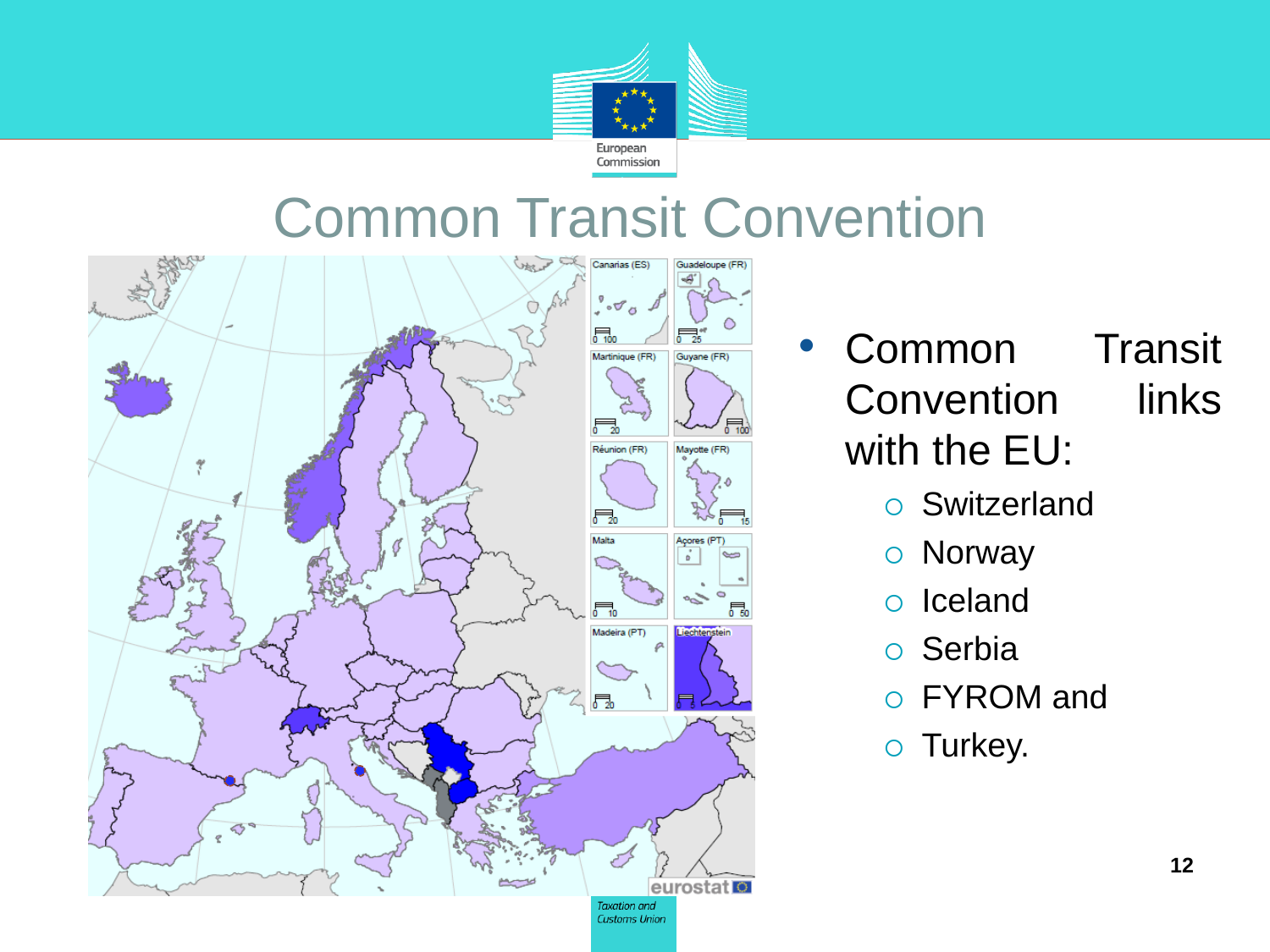# Common Transit Convention

- Common Transit Convention links with the EU:
  - Switzerland
  - Norway
  - Iceland
  - Serbia
  - FYROM and
  - Turkey.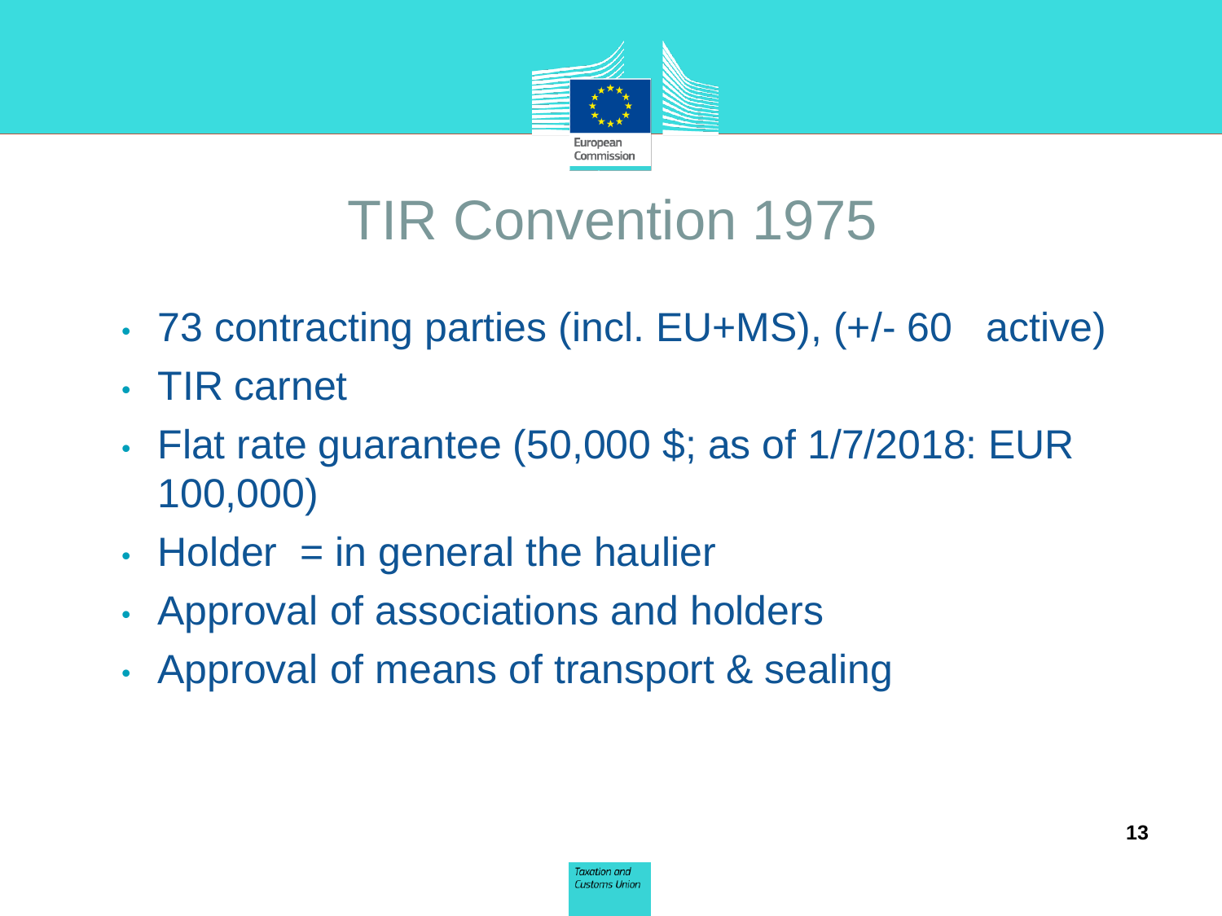# TIR Convention 1975

- 73 contracting parties (incl. EU+MS), (+/- 60 active)
- TIR carnet
- Flat rate guarantee (50,000 $; as of 1/7/2018: EUR 100,000)
- Holder = in general the haulier
- Approval of associations and holders
- Approval of means of transport & sealing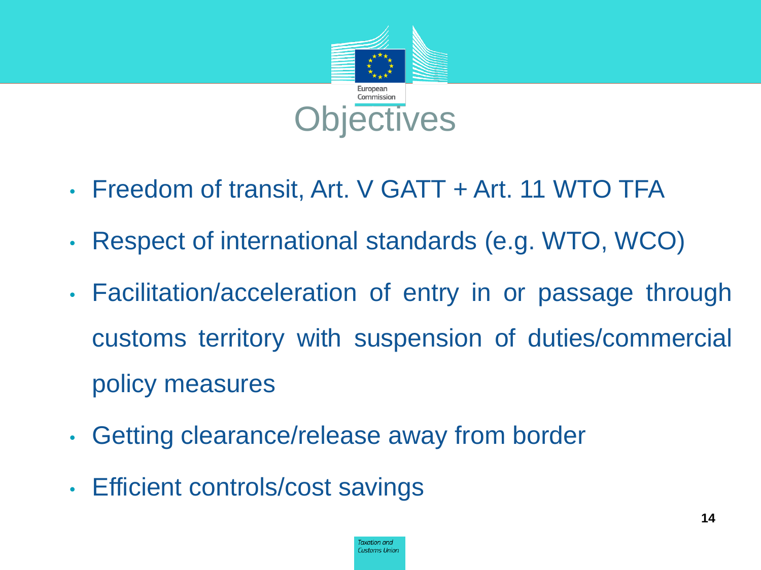# Objectives

- Freedom of transit, Art. V GATT + Art. 11 WTO TFA
- Respect of international standards (e.g. WTO, WCO)
- Facilitation/acceleration of entry in or passage through customs territory with suspension of duties/commercial policy measures
- Getting clearance/release away from border
- Efficient controls/cost savings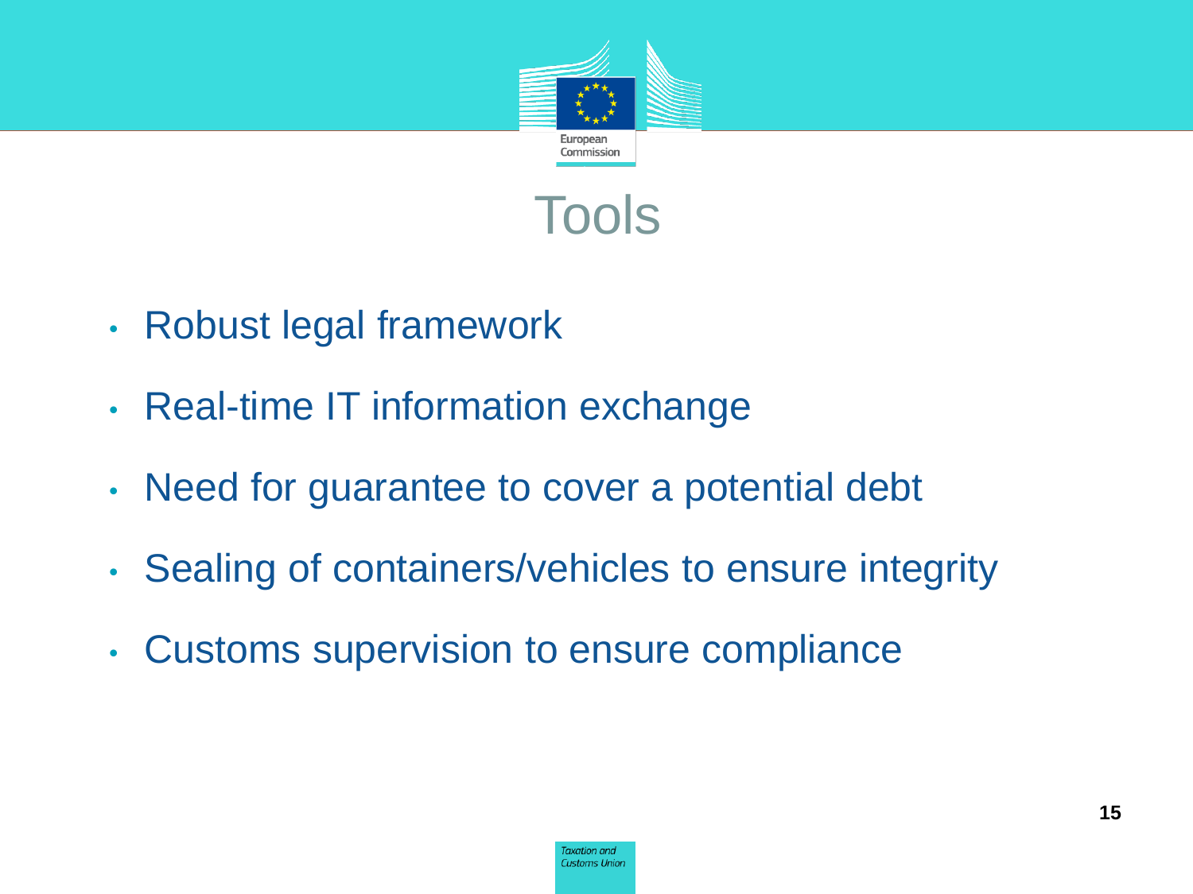# Tools

- Robust legal framework
- Real-time IT information exchange
- Need for guarantee to cover a potential debt
- Sealing of containers/vehicles to ensure integrity
- Customs supervision to ensure compliance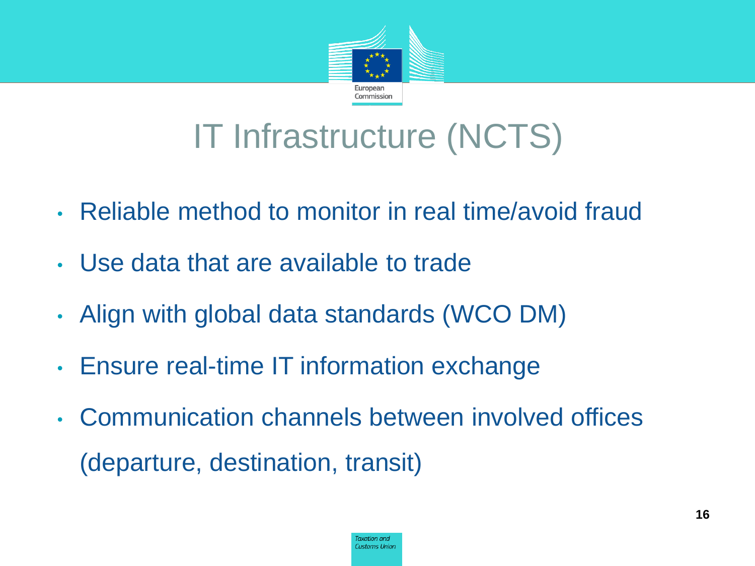# IT Infrastructure (NCTS)

- Reliable method to monitor in real time/avoid fraud
- Use data that are available to trade
- Align with global data standards (WCO DM)
- Ensure real-time IT information exchange
- Communication channels between involved offices (departure, destination, transit)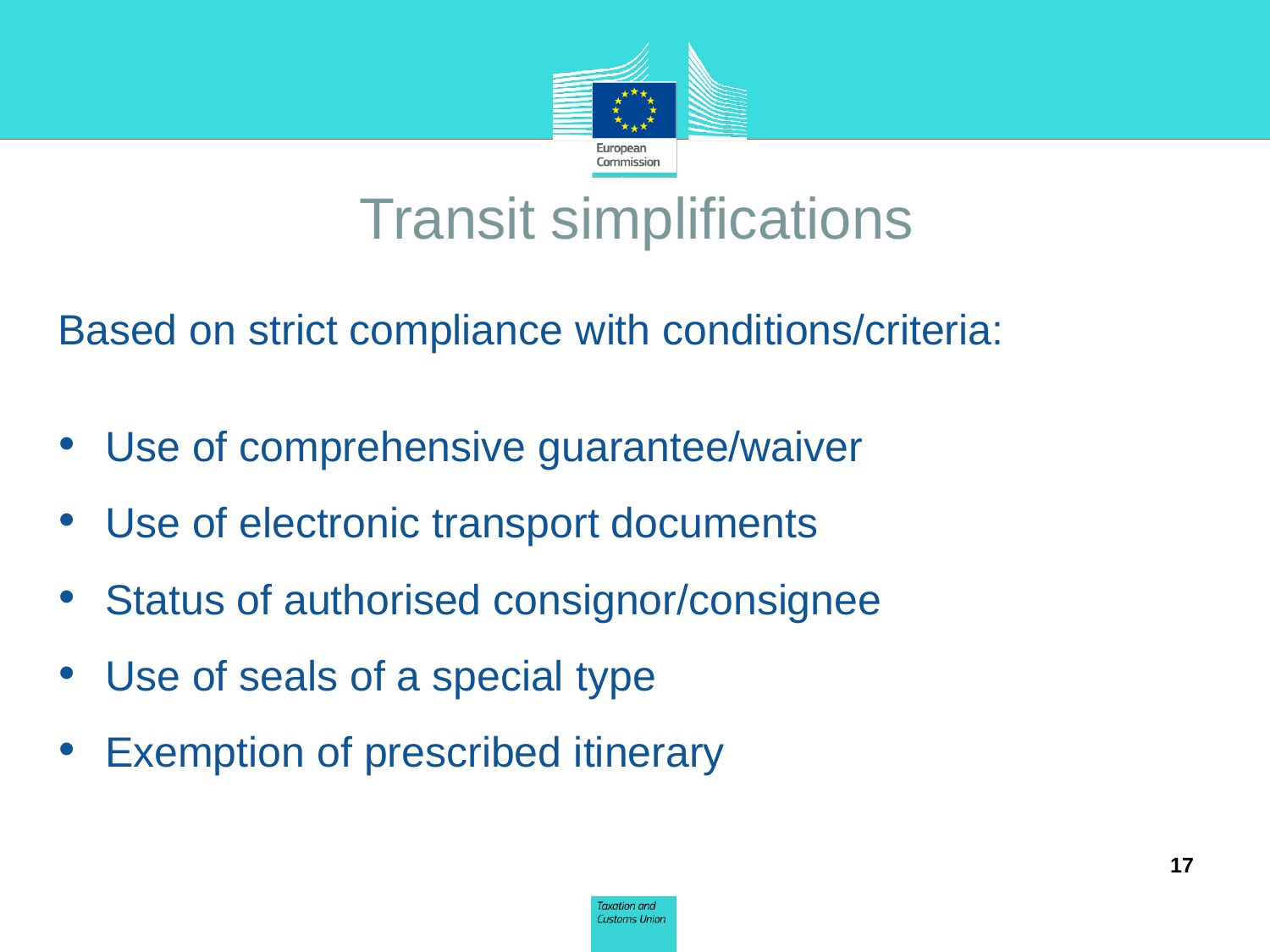# Transit simplifications

Based on strict compliance with conditions/criteria:

- Use of comprehensive guarantee/waiver
- Use of electronic transport documents
- Status of authorised consignor/consignee
- Use of seals of a special type
- Exemption of prescribed itinerary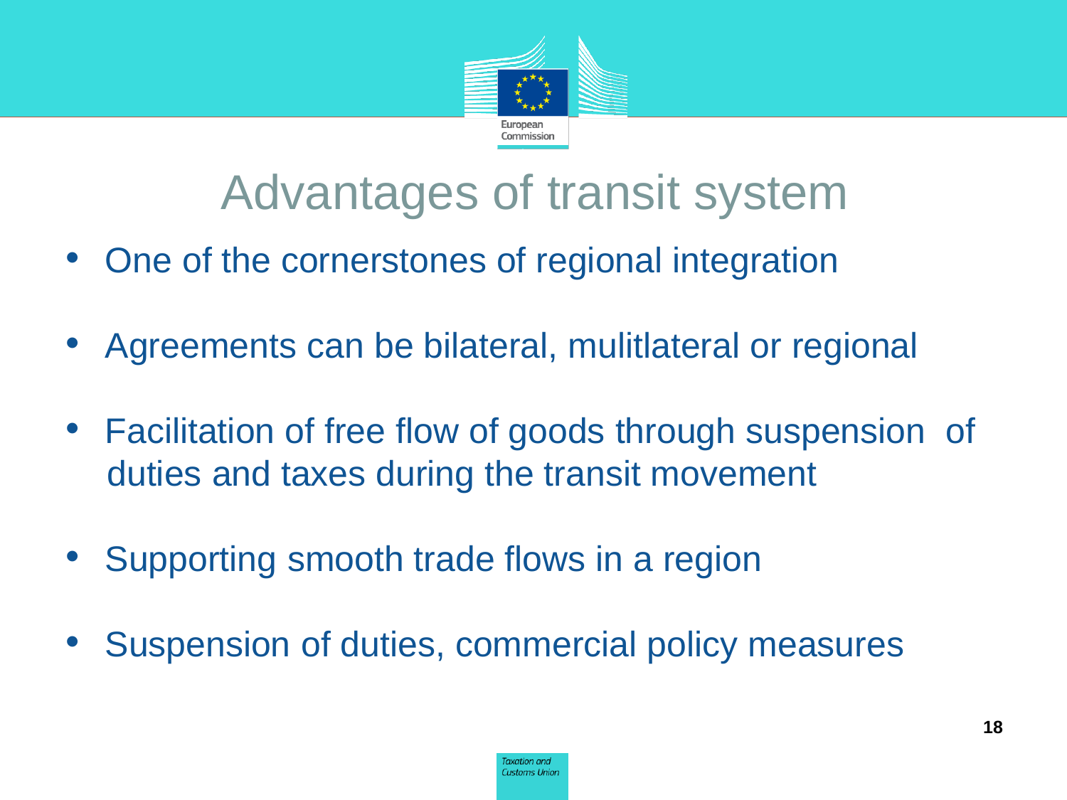# Advantages of transit system

- One of the cornerstones of regional integration
- Agreements can be bilateral, mulitlateral or regional
- Facilitation of free flow of goods through suspension of duties and taxes during the transit movement
- Supporting smooth trade flows in a region
- Suspension of duties, commercial policy measures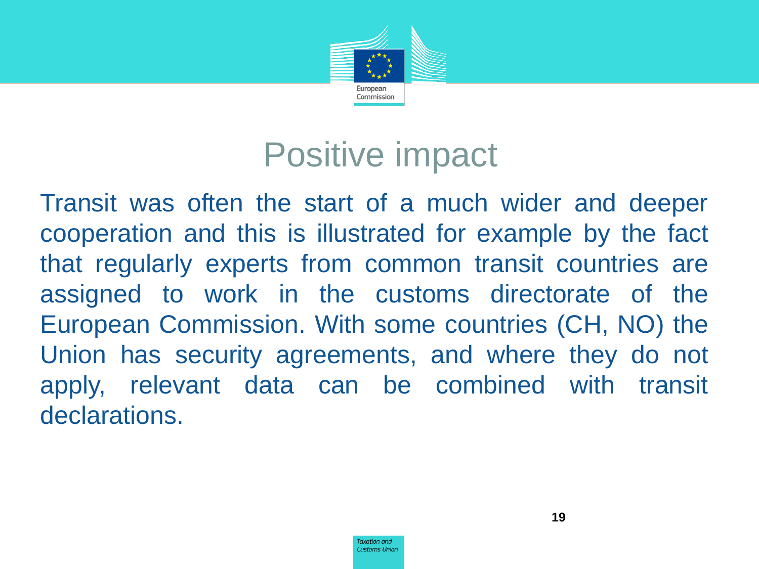# Positive impact

Transit was often the start of a much wider and deeper cooperation and this is illustrated for example by the fact that regularly experts from common transit countries are assigned to work in the customs directorate of the European Commission. With some countries (CH, NO) the Union has security agreements, and where they do not apply, relevant data can be combined with transit declarations.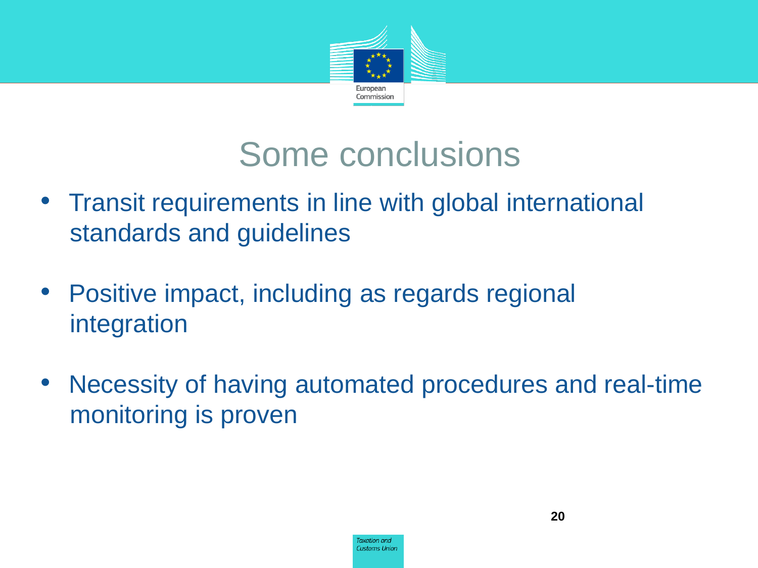# Some conclusions

- Transit requirements in line with global international standards and guidelines
- Positive impact, including as regards regional integration
- Necessity of having automated procedures and real-time monitoring is proven